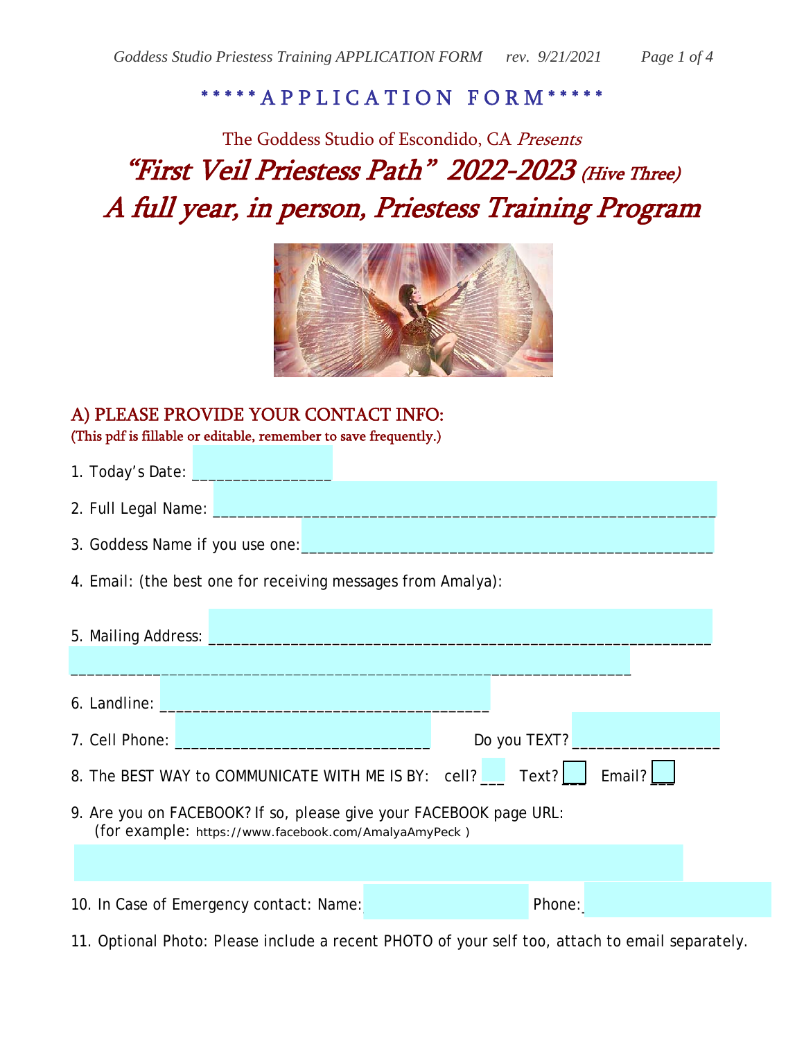\*\*\*\*\*APPLICATION FORM\*\*\*\*\*

The Goddess Studio of Escondido, CA *Presents*

# *"First Veil Priestess Path" 2022-2023 (Hive Three)*

# *A full year, in person, Priestess Training Program*

## A) PLEASE PROVIDE YOUR CONTACT INFO:

**(This pdf is fillable or editable, remember to save frequently.)**

1. Today's Date: ________________

2. Full Legal Name: ____________________________________________________________

3. Goddess Name if you use one: _________________________________________________

4. Email: (the best one for receiving messages from Amalya):

5. Mailing Address: _____________________________________________________________

_________________________________________________________________________

6. Landline: _____________________________________

7. Cell Phone: ______________________________ Do you TEXT? _________________

8. The BEST WAY to COMMUNICATE WITH ME IS BY: cell? ___ Text? ___ Email? ___

9. Are you on FACEBOOK? If so, please give your FACEBOOK page URL:
   (for example: https://www.facebook.com/AmalyaAmyPeck )

10. In Case of Emergency contact: Name: Phone:

11. Optional Photo: Please include a recent PHOTO of your self too, attach to email separately.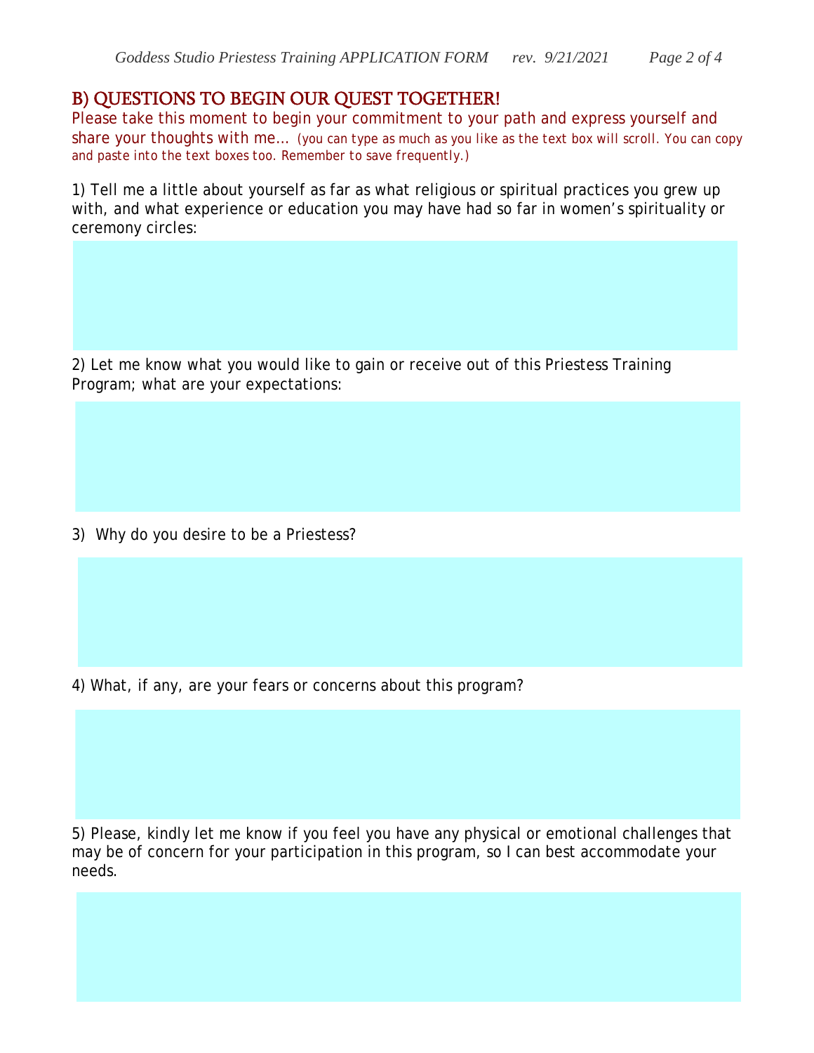## B) QUESTIONS TO BEGIN OUR QUEST TOGETHER!

Please take this moment to begin your commitment to your path and express yourself and share your thoughts with me… *(you can type as much as you like as the text box will scroll. You can copy and paste into the text boxes too. Remember to save frequently.)*

1) Tell me a little about yourself as far as what religious or spiritual practices you grew up with, and what experience or education you may have had so far in women's spirituality or ceremony circles:

2) Let me know what you would like to gain or receive out of this Priestess Training Program; what are your expectations:

3) Why do you desire to be a Priestess?

4) What, if any, are your fears or concerns about this program?

5) Please, kindly let me know if you feel you have any physical or emotional challenges that may be of concern for your participation in this program, so I can best accommodate your needs.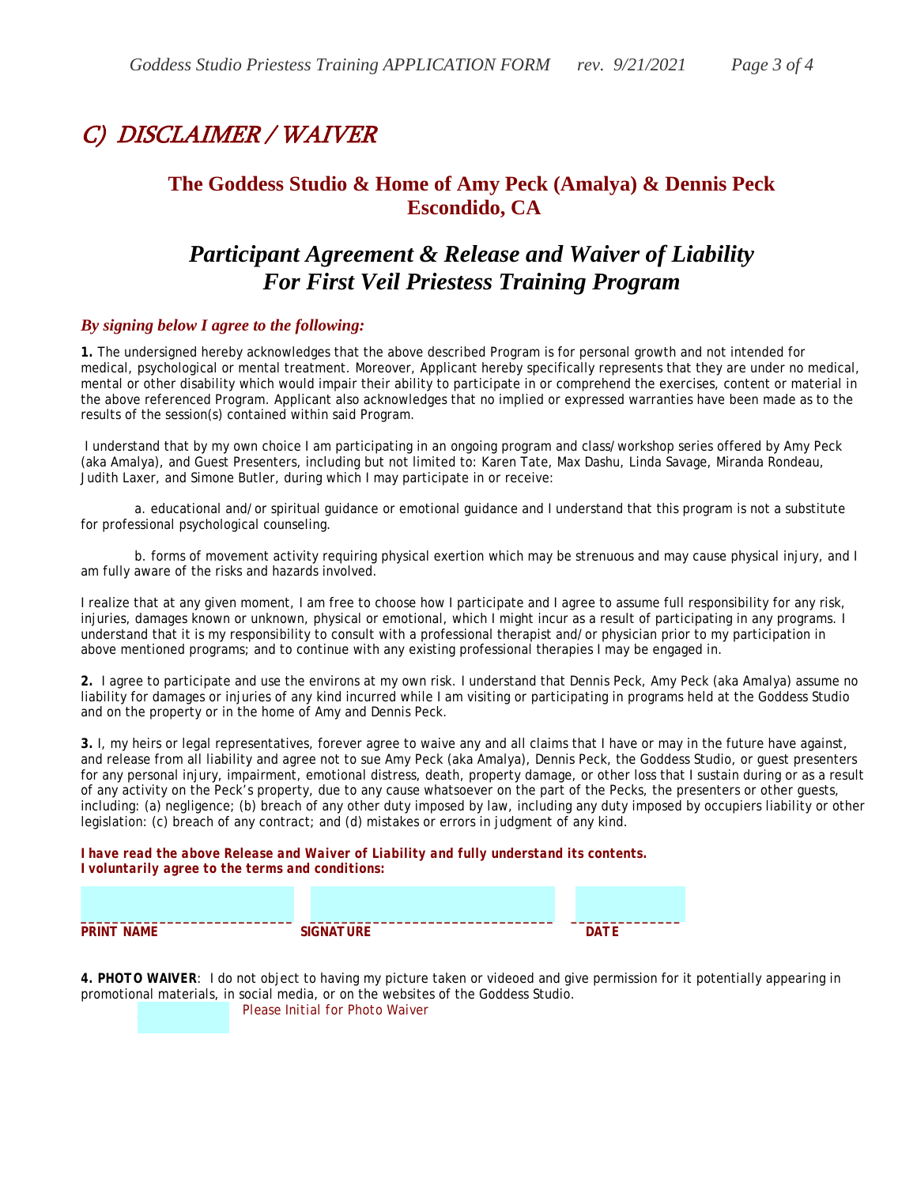# C) DISCLAIMER / WAIVER

## The Goddess Studio & Home of Amy Peck (Amalya) & Dennis Peck
## Escondido, CA

## *Participant Agreement & Release and Waiver of Liability For First Veil Priestess Training Program*

***By signing below I agree to the following:***

**1.** The undersigned hereby acknowledges that the above described Program is for personal growth and not intended for medical, psychological or mental treatment. Moreover, Applicant hereby specifically represents that they are under no medical, mental or other disability which would impair their ability to participate in or comprehend the exercises, content or material in the above referenced Program. Applicant also acknowledges that no implied or expressed warranties have been made as to the results of the session(s) contained within said Program.

I understand that by my own choice I am participating in an ongoing program and class/workshop series offered by Amy Peck (aka Amalya), and Guest Presenters, including but not limited to: Karen Tate, Max Dashu, Linda Savage, Miranda Rondeau, Judith Laxer, and Simone Butler, during which I may participate in or receive:

a. educational and/or spiritual guidance or emotional guidance and I understand that this program is not a substitute for professional psychological counseling.

b. forms of movement activity requiring physical exertion which may be strenuous and may cause physical injury, and I am fully aware of the risks and hazards involved.

I realize that at any given moment, I am free to choose how I participate and I agree to assume full responsibility for any risk, injuries, damages known or unknown, physical or emotional, which I might incur as a result of participating in any programs. I understand that it is my responsibility to consult with a professional therapist and/or physician prior to my participation in above mentioned programs; and to continue with any existing professional therapies I may be engaged in.

**2.** I agree to participate and use the environs at my own risk. I understand that Dennis Peck, Amy Peck (aka Amalya) assume no liability for damages or injuries of any kind incurred while I am visiting or participating in programs held at the Goddess Studio and on the property or in the home of Amy and Dennis Peck.

**3.** I, my heirs or legal representatives, forever agree to waive any and all claims that I have or may in the future have against, and release from all liability and agree not to sue Amy Peck (aka Amalya), Dennis Peck, the Goddess Studio, or guest presenters for any personal injury, impairment, emotional distress, death, property damage, or other loss that I sustain during or as a result of any activity on the Peck's property, due to any cause whatsoever on the part of the Pecks, the presenters or other guests, including: (a) negligence; (b) breach of any other duty imposed by law, including any duty imposed by occupiers liability or other legislation: (c) breach of any contract; and (d) mistakes or errors in judgment of any kind.

***I have read the above Release and Waiver of Liability and fully understand its contents. I voluntarily agree to the terms and conditions:***

___________________________ ________________________________ ______________

**PRINT NAME** **SIGNATURE** **DATE**

**4. PHOTO WAIVER**: I do not object to having my picture taken or videoed and give permission for it potentially appearing in promotional materials, in social media, or on the websites of the Goddess Studio.

Please Initial for Photo Waiver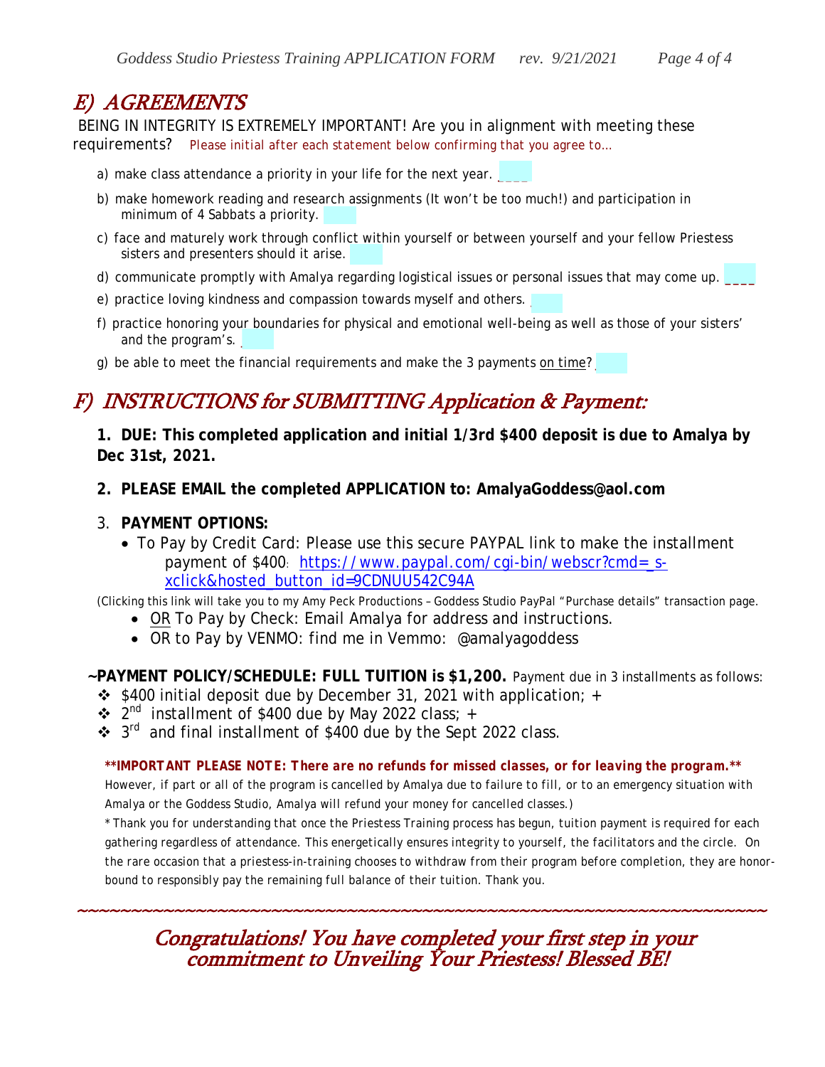## E) AGREEMENTS

BEING IN INTEGRITY IS EXTREMELY IMPORTANT! Are you in alignment with meeting these requirements? *Please initial after each statement below confirming that you agree to…*

a) make class attendance a priority in your life for the next year. ____

b) make homework reading and research assignments (It won't be too much!) and participation in minimum of 4 Sabbats a priority.

c) face and maturely work through conflict within yourself or between yourself and your fellow Priestess sisters and presenters should it arise.

d) communicate promptly with Amalya regarding logistical issues or personal issues that may come up. ____

e) practice loving kindness and compassion towards myself and others.

f) practice honoring your boundaries for physical and emotional well-being as well as those of your sisters' and the program's.

g) be able to meet the financial requirements and make the 3 payments on time?

## F) INSTRUCTIONS for SUBMITTING Application & Payment:

**1. DUE: This completed application and initial 1/3rd $400 deposit is due to Amalya by Dec 31st, 2021.**

**2. PLEASE EMAIL the completed APPLICATION to: AmalyaGoddess@aol.com**

3. **PAYMENT OPTIONS:**

- To Pay by Credit Card: Please use this secure PAYPAL link to make the installment payment of $400: https://www.paypal.com/cgi-bin/webscr?cmd=_s-xclick&hosted_button_id=9CDNUU542C94A

(Clicking this link will take you to my Amy Peck Productions – Goddess Studio PayPal "Purchase details" transaction page.

- OR To Pay by Check: Email Amalya for address and instructions.
- OR to Pay by VENMO: find me in Vemmo: @amalyagoddess

**~PAYMENT POLICY/SCHEDULE: FULL TUITION is $1,200.** Payment due in 3 installments as follows:

- $400 initial deposit due by December 31, 2021 with application; +
- 2nd installment of $400 due by May 2022 class; +
- 3rd and final installment of $400 due by the Sept 2022 class.

***\*\*IMPORTANT PLEASE NOTE: There are no refunds for missed classes, or for leaving the program.\*\****
However, if part or all of the program is cancelled by Amalya due to failure to fill, or to an emergency situation with Amalya or the Goddess Studio, Amalya will refund your money for cancelled classes.)

\* Thank you for understanding that once the Priestess Training process has begun, tuition payment is required for each gathering regardless of attendance. This energetically ensures integrity to yourself, the facilitators and the circle. On the rare occasion that a priestess-in-training chooses to withdraw from their program before completion, they are honor-bound to responsibly pay the remaining full balance of their tuition. Thank you.

~~~~~~~~~~~~~~~~~~~~~~~~~~~~~~~~~~~~~~~~~~~~~~~~~~~~~~~~~~~~~~~~~~~~~~~~

*Congratulations! You have completed your first step in your commitment to Unveiling Your Priestess! Blessed BE!*